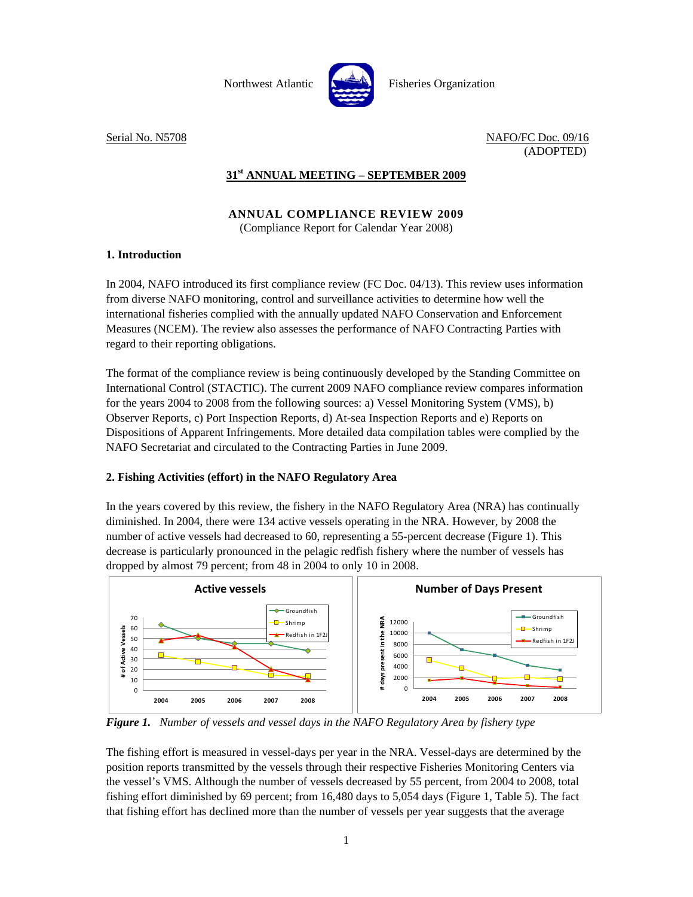Northwest Atlantic Fisheries Organization

Serial No. N5708

NAFO/FC Doc. 09/16
(ADOPTED)

**31st ANNUAL MEETING – SEPTEMBER 2009**

**ANNUAL COMPLIANCE REVIEW 2009**
(Compliance Report for Calendar Year 2008)

## 1. Introduction

In 2004, NAFO introduced its first compliance review (FC Doc. 04/13). This review uses information from diverse NAFO monitoring, control and surveillance activities to determine how well the international fisheries complied with the annually updated NAFO Conservation and Enforcement Measures (NCEM). The review also assesses the performance of NAFO Contracting Parties with regard to their reporting obligations.

The format of the compliance review is being continuously developed by the Standing Committee on International Control (STACTIC). The current 2009 NAFO compliance review compares information for the years 2004 to 2008 from the following sources: a) Vessel Monitoring System (VMS), b) Observer Reports, c) Port Inspection Reports, d) At-sea Inspection Reports and e) Reports on Dispositions of Apparent Infringements. More detailed data compilation tables were complied by the NAFO Secretariat and circulated to the Contracting Parties in June 2009.

## 2. Fishing Activities (effort) in the NAFO Regulatory Area

In the years covered by this review, the fishery in the NAFO Regulatory Area (NRA) has continually diminished. In 2004, there were 134 active vessels operating in the NRA. However, by 2008 the number of active vessels had decreased to 60, representing a 55-percent decrease (Figure 1). This decrease is particularly pronounced in the pelagic redfish fishery where the number of vessels has dropped by almost 79 percent; from 48 in 2004 to only 10 in 2008.

***Figure 1.*** *Number of vessels and vessel days in the NAFO Regulatory Area by fishery type*

The fishing effort is measured in vessel-days per year in the NRA. Vessel-days are determined by the position reports transmitted by the vessels through their respective Fisheries Monitoring Centers via the vessel's VMS. Although the number of vessels decreased by 55 percent, from 2004 to 2008, total fishing effort diminished by 69 percent; from 16,480 days to 5,054 days (Figure 1, Table 5). The fact that fishing effort has declined more than the number of vessels per year suggests that the average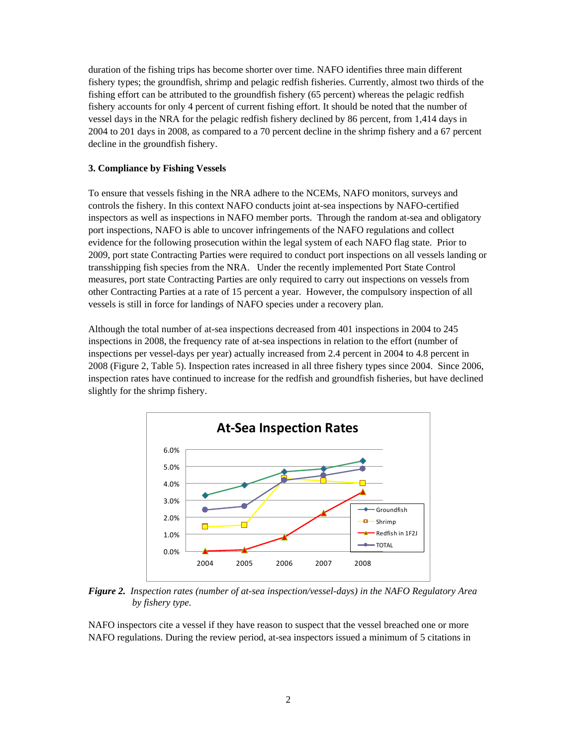duration of the fishing trips has become shorter over time. NAFO identifies three main different fishery types; the groundfish, shrimp and pelagic redfish fisheries. Currently, almost two thirds of the fishing effort can be attributed to the groundfish fishery (65 percent) whereas the pelagic redfish fishery accounts for only 4 percent of current fishing effort. It should be noted that the number of vessel days in the NRA for the pelagic redfish fishery declined by 86 percent, from 1,414 days in 2004 to 201 days in 2008, as compared to a 70 percent decline in the shrimp fishery and a 67 percent decline in the groundfish fishery.

### 3. Compliance by Fishing Vessels

To ensure that vessels fishing in the NRA adhere to the NCEMs, NAFO monitors, surveys and controls the fishery. In this context NAFO conducts joint at-sea inspections by NAFO-certified inspectors as well as inspections in NAFO member ports. Through the random at-sea and obligatory port inspections, NAFO is able to uncover infringements of the NAFO regulations and collect evidence for the following prosecution within the legal system of each NAFO flag state. Prior to 2009, port state Contracting Parties were required to conduct port inspections on all vessels landing or transshipping fish species from the NRA. Under the recently implemented Port State Control measures, port state Contracting Parties are only required to carry out inspections on vessels from other Contracting Parties at a rate of 15 percent a year. However, the compulsory inspection of all vessels is still in force for landings of NAFO species under a recovery plan.

Although the total number of at-sea inspections decreased from 401 inspections in 2004 to 245 inspections in 2008, the frequency rate of at-sea inspections in relation to the effort (number of inspections per vessel-days per year) actually increased from 2.4 percent in 2004 to 4.8 percent in 2008 (Figure 2, Table 5). Inspection rates increased in all three fishery types since 2004. Since 2006, inspection rates have continued to increase for the redfish and groundfish fisheries, but have declined slightly for the shrimp fishery.

**At-Sea Inspection Rates**

*Figure 2. Inspection rates (number of at-sea inspection/vessel-days) in the NAFO Regulatory Area by fishery type.*

NAFO inspectors cite a vessel if they have reason to suspect that the vessel breached one or more NAFO regulations. During the review period, at-sea inspectors issued a minimum of 5 citations in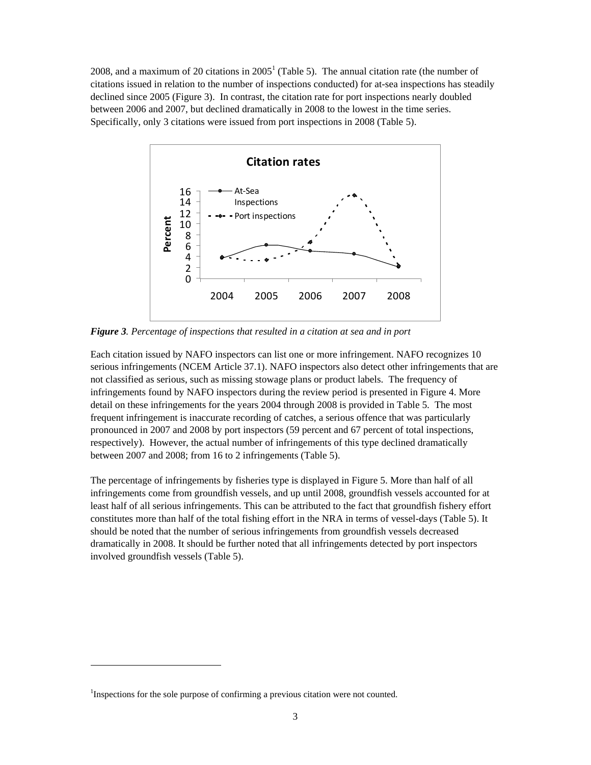2008, and a maximum of 20 citations in 2005[1] (Table 5). The annual citation rate (the number of citations issued in relation to the number of inspections conducted) for at-sea inspections has steadily declined since 2005 (Figure 3). In contrast, the citation rate for port inspections nearly doubled between 2006 and 2007, but declined dramatically in 2008 to the lowest in the time series. Specifically, only 3 citations were issued from port inspections in 2008 (Table 5).

***Figure 3****. Percentage of inspections that resulted in a citation at sea and in port*

Each citation issued by NAFO inspectors can list one or more infringement. NAFO recognizes 10 serious infringements (NCEM Article 37.1). NAFO inspectors also detect other infringements that are not classified as serious, such as missing stowage plans or product labels. The frequency of infringements found by NAFO inspectors during the review period is presented in Figure 4. More detail on these infringements for the years 2004 through 2008 is provided in Table 5. The most frequent infringement is inaccurate recording of catches, a serious offence that was particularly pronounced in 2007 and 2008 by port inspectors (59 percent and 67 percent of total inspections, respectively). However, the actual number of infringements of this type declined dramatically between 2007 and 2008; from 16 to 2 infringements (Table 5).

The percentage of infringements by fisheries type is displayed in Figure 5. More than half of all infringements come from groundfish vessels, and up until 2008, groundfish vessels accounted for at least half of all serious infringements. This can be attributed to the fact that groundfish fishery effort constitutes more than half of the total fishing effort in the NRA in terms of vessel-days (Table 5). It should be noted that the number of serious infringements from groundfish vessels decreased dramatically in 2008. It should be further noted that all infringements detected by port inspectors involved groundfish vessels (Table 5).

[1] Inspections for the sole purpose of confirming a previous citation were not counted.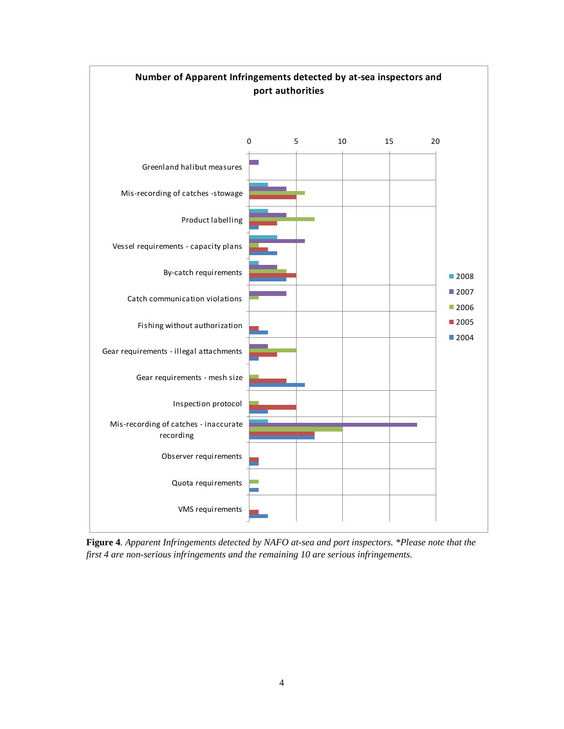**Number of Apparent Infringements detected by at-sea inspectors and port authorities**

| Infringement | 2008 | 2007 | 2006 | 2005 | 2004 |
|---|---|---|---|---|---|
| Greenland halibut measures | | 1 | | | |
| Mis-recording of catches -stowage | 2 | 4 | 6 | 5 | |
| Product labelling | 2 | 4 | 7 | 3 | 1 |
| Vessel requirements - capacity plans | 3 | 6 | 1 | 2 | 3 |
| By-catch requirements | 1 | 3 | 4 | 5 | 4 |
| Catch communication violations | | 4 | 1 | | |
| Fishing without authorization | | | | 1 | 2 |
| Gear requirements - illegal attachments | | 2 | 5 | 3 | 1 |
| Gear requirements - mesh size | | | 1 | 4 | 6 |
| Inspection protocol | | | 1 | 5 | 2 |
| Mis-recording of catches - inaccurate recording | 2 | 18 | 10 | 7 | 7 |
| Observer requirements | | | | 1 | 1 |
| Quota requirements | | | 1 | | 1 |
| VMS requirements | | | | 1 | 2 |

**Figure 4**. *Apparent Infringements detected by NAFO at-sea and port inspectors. *Please note that the first 4 are non-serious infringements and the remaining 10 are serious infringements.*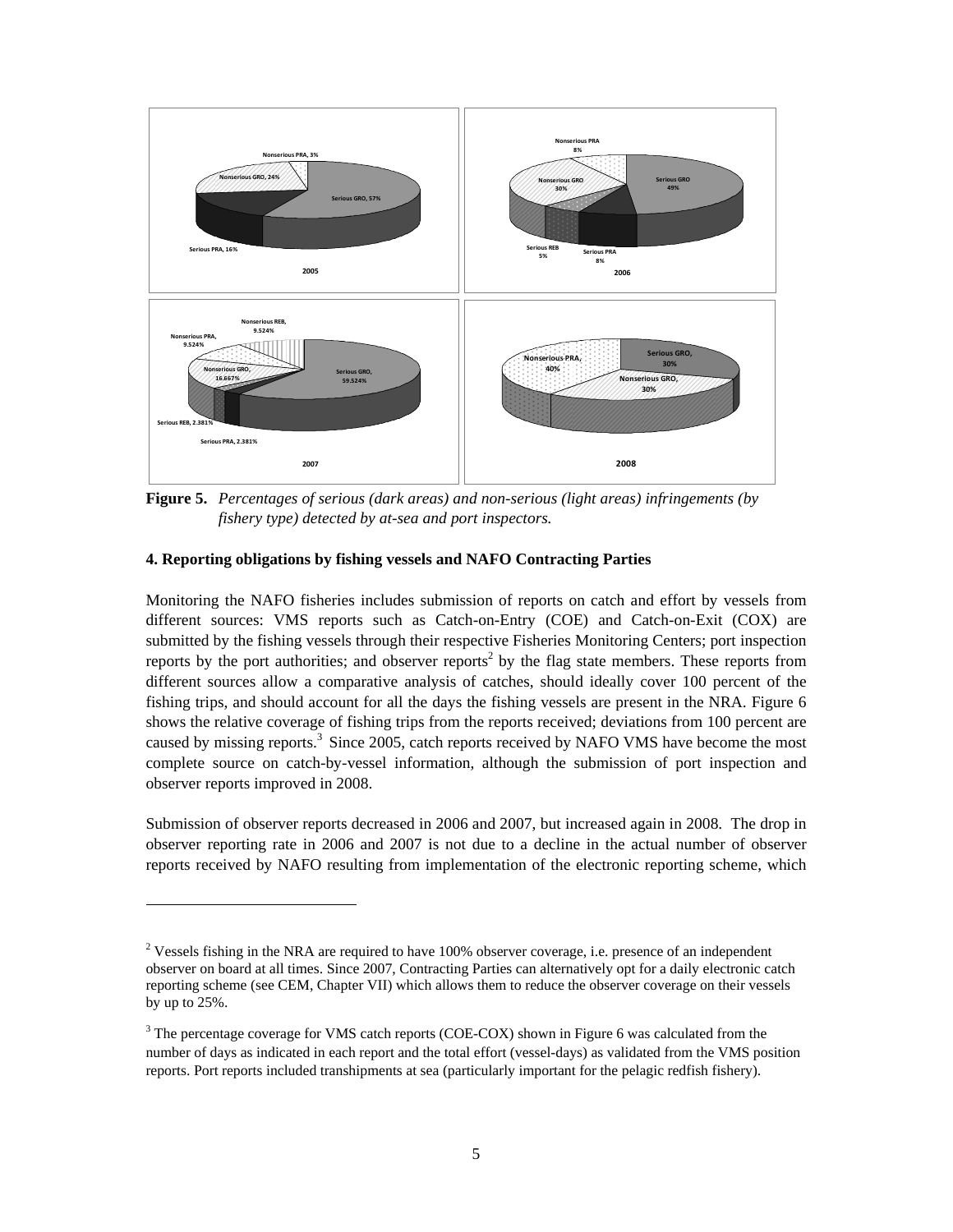**Figure 5.** *Percentages of serious (dark areas) and non-serious (light areas) infringements (by fishery type) detected by at-sea and port inspectors.*

### 4. Reporting obligations by fishing vessels and NAFO Contracting Parties

Monitoring the NAFO fisheries includes submission of reports on catch and effort by vessels from different sources: VMS reports such as Catch-on-Entry (COE) and Catch-on-Exit (COX) are submitted by the fishing vessels through their respective Fisheries Monitoring Centers; port inspection reports by the port authorities; and observer reports[2] by the flag state members. These reports from different sources allow a comparative analysis of catches, should ideally cover 100 percent of the fishing trips, and should account for all the days the fishing vessels are present in the NRA. Figure 6 shows the relative coverage of fishing trips from the reports received; deviations from 100 percent are caused by missing reports.[3] Since 2005, catch reports received by NAFO VMS have become the most complete source on catch-by-vessel information, although the submission of port inspection and observer reports improved in 2008.

Submission of observer reports decreased in 2006 and 2007, but increased again in 2008. The drop in observer reporting rate in 2006 and 2007 is not due to a decline in the actual number of observer reports received by NAFO resulting from implementation of the electronic reporting scheme, which

---

[2] Vessels fishing in the NRA are required to have 100% observer coverage, i.e. presence of an independent observer on board at all times. Since 2007, Contracting Parties can alternatively opt for a daily electronic catch reporting scheme (see CEM, Chapter VII) which allows them to reduce the observer coverage on their vessels by up to 25%.

[3] The percentage coverage for VMS catch reports (COE-COX) shown in Figure 6 was calculated from the number of days as indicated in each report and the total effort (vessel-days) as validated from the VMS position reports. Port reports included transhipments at sea (particularly important for the pelagic redfish fishery).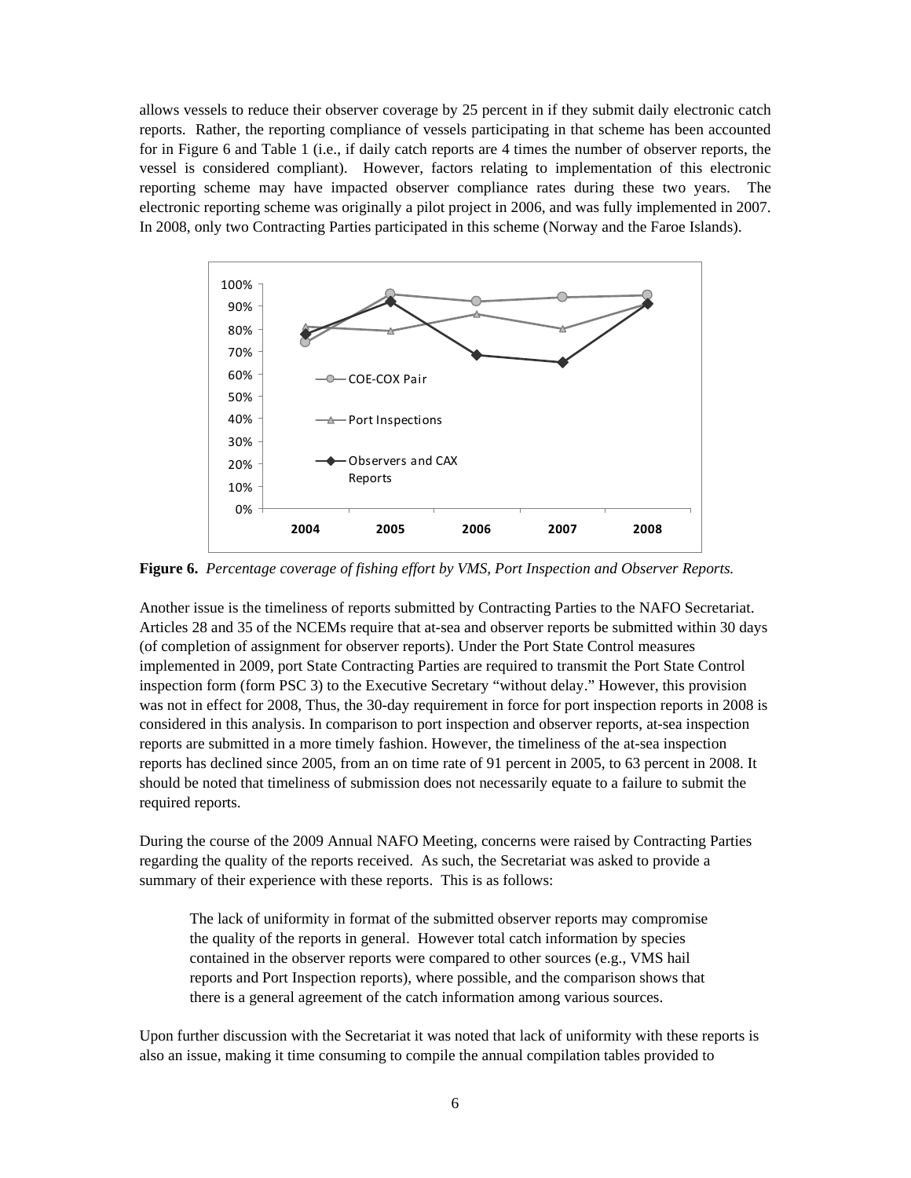allows vessels to reduce their observer coverage by 25 percent in if they submit daily electronic catch reports. Rather, the reporting compliance of vessels participating in that scheme has been accounted for in Figure 6 and Table 1 (i.e., if daily catch reports are 4 times the number of observer reports, the vessel is considered compliant). However, factors relating to implementation of this electronic reporting scheme may have impacted observer compliance rates during these two years. The electronic reporting scheme was originally a pilot project in 2006, and was fully implemented in 2007. In 2008, only two Contracting Parties participated in this scheme (Norway and the Faroe Islands).

**Figure 6.** *Percentage coverage of fishing effort by VMS, Port Inspection and Observer Reports.*

Another issue is the timeliness of reports submitted by Contracting Parties to the NAFO Secretariat. Articles 28 and 35 of the NCEMs require that at-sea and observer reports be submitted within 30 days (of completion of assignment for observer reports). Under the Port State Control measures implemented in 2009, port State Contracting Parties are required to transmit the Port State Control inspection form (form PSC 3) to the Executive Secretary "without delay." However, this provision was not in effect for 2008, Thus, the 30-day requirement in force for port inspection reports in 2008 is considered in this analysis. In comparison to port inspection and observer reports, at-sea inspection reports are submitted in a more timely fashion. However, the timeliness of the at-sea inspection reports has declined since 2005, from an on time rate of 91 percent in 2005, to 63 percent in 2008. It should be noted that timeliness of submission does not necessarily equate to a failure to submit the required reports.

During the course of the 2009 Annual NAFO Meeting, concerns were raised by Contracting Parties regarding the quality of the reports received. As such, the Secretariat was asked to provide a summary of their experience with these reports. This is as follows:

> The lack of uniformity in format of the submitted observer reports may compromise the quality of the reports in general. However total catch information by species contained in the observer reports were compared to other sources (e.g., VMS hail reports and Port Inspection reports), where possible, and the comparison shows that there is a general agreement of the catch information among various sources.

Upon further discussion with the Secretariat it was noted that lack of uniformity with these reports is also an issue, making it time consuming to compile the annual compilation tables provided to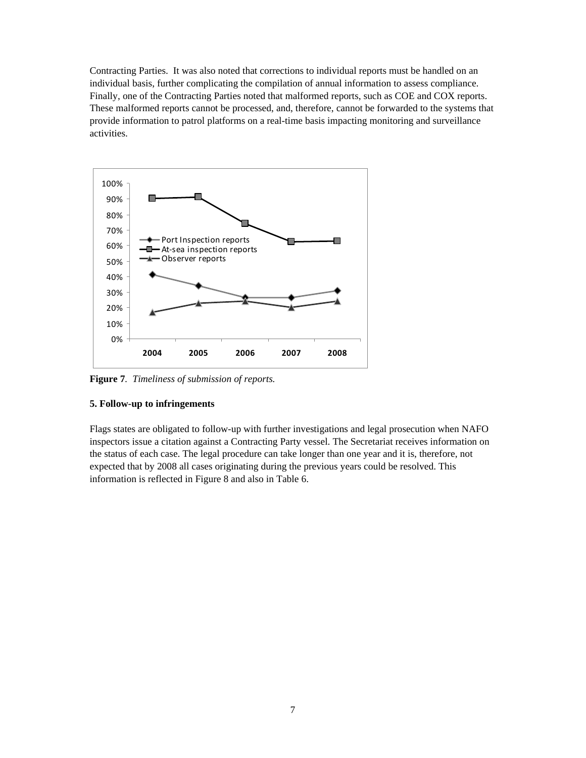Contracting Parties. It was also noted that corrections to individual reports must be handled on an individual basis, further complicating the compilation of annual information to assess compliance. Finally, one of the Contracting Parties noted that malformed reports, such as COE and COX reports. These malformed reports cannot be processed, and, therefore, cannot be forwarded to the systems that provide information to patrol platforms on a real-time basis impacting monitoring and surveillance activities.

**Figure 7**. *Timeliness of submission of reports.*

### 5. Follow-up to infringements

Flags states are obligated to follow-up with further investigations and legal prosecution when NAFO inspectors issue a citation against a Contracting Party vessel. The Secretariat receives information on the status of each case. The legal procedure can take longer than one year and it is, therefore, not expected that by 2008 all cases originating during the previous years could be resolved. This information is reflected in Figure 8 and also in Table 6.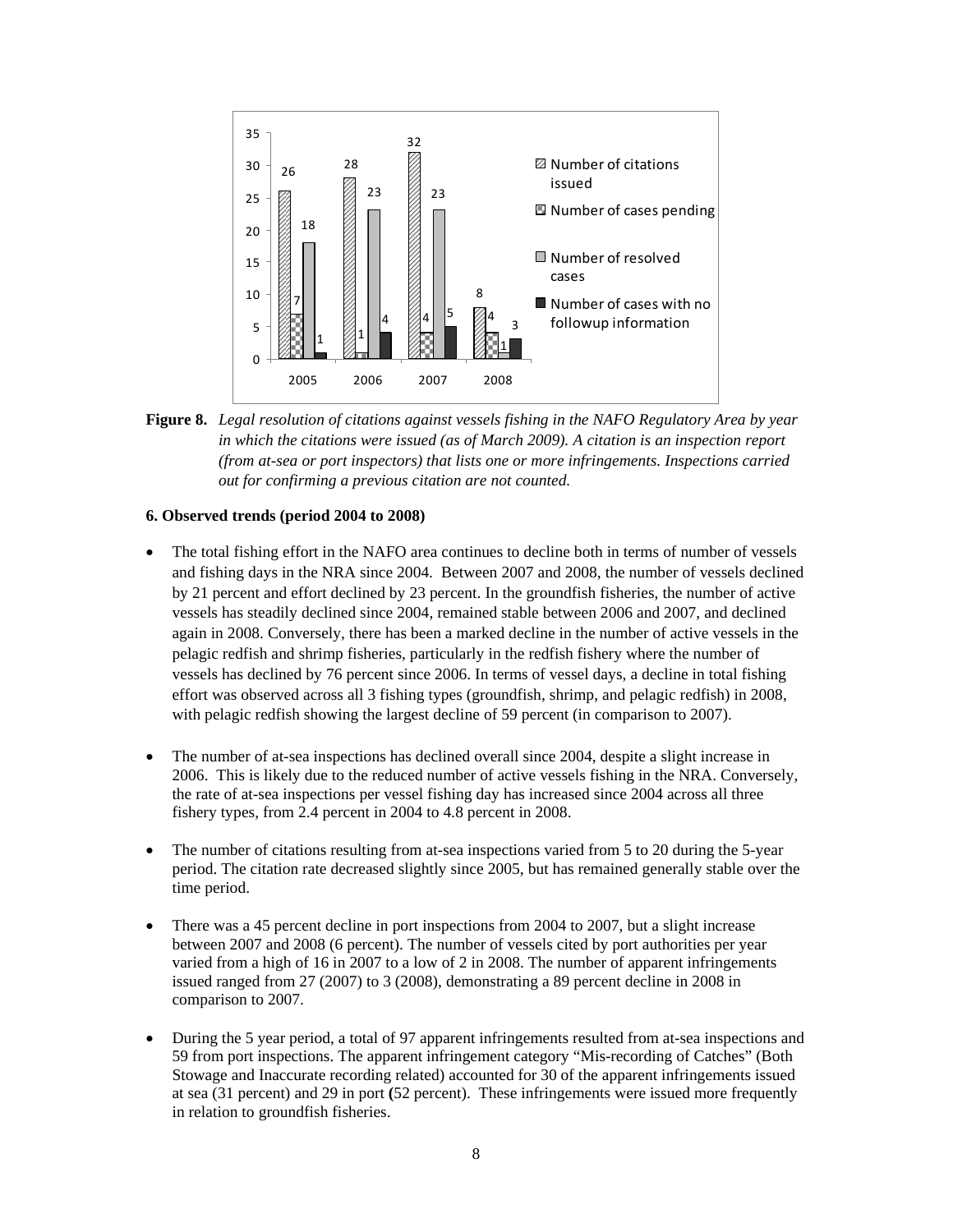| Year | Number of citations issued | Number of cases pending | Number of resolved cases | Number of cases with no followup information |
|---|---|---|---|---|
| 2005 | 26 | 7 | 18 | 1 |
| 2006 | 28 | 1 | 23 | 4 |
| 2007 | 32 | 4 | 23 | 5 |
| 2008 | 8 | 4 | 1 | 3 |

**Figure 8.** *Legal resolution of citations against vessels fishing in the NAFO Regulatory Area by year in which the citations were issued (as of March 2009). A citation is an inspection report (from at-sea or port inspectors) that lists one or more infringements. Inspections carried out for confirming a previous citation are not counted.*

**6. Observed trends (period 2004 to 2008)**

- The total fishing effort in the NAFO area continues to decline both in terms of number of vessels and fishing days in the NRA since 2004. Between 2007 and 2008, the number of vessels declined by 21 percent and effort declined by 23 percent. In the groundfish fisheries, the number of active vessels has steadily declined since 2004, remained stable between 2006 and 2007, and declined again in 2008. Conversely, there has been a marked decline in the number of active vessels in the pelagic redfish and shrimp fisheries, particularly in the redfish fishery where the number of vessels has declined by 76 percent since 2006. In terms of vessel days, a decline in total fishing effort was observed across all 3 fishing types (groundfish, shrimp, and pelagic redfish) in 2008, with pelagic redfish showing the largest decline of 59 percent (in comparison to 2007).

- The number of at-sea inspections has declined overall since 2004, despite a slight increase in 2006. This is likely due to the reduced number of active vessels fishing in the NRA. Conversely, the rate of at-sea inspections per vessel fishing day has increased since 2004 across all three fishery types, from 2.4 percent in 2004 to 4.8 percent in 2008.

- The number of citations resulting from at-sea inspections varied from 5 to 20 during the 5-year period. The citation rate decreased slightly since 2005, but has remained generally stable over the time period.

- There was a 45 percent decline in port inspections from 2004 to 2007, but a slight increase between 2007 and 2008 (6 percent). The number of vessels cited by port authorities per year varied from a high of 16 in 2007 to a low of 2 in 2008. The number of apparent infringements issued ranged from 27 (2007) to 3 (2008), demonstrating a 89 percent decline in 2008 in comparison to 2007.

- During the 5 year period, a total of 97 apparent infringements resulted from at-sea inspections and 59 from port inspections. The apparent infringement category "Mis-recording of Catches" (Both Stowage and Inaccurate recording related) accounted for 30 of the apparent infringements issued at sea (31 percent) and 29 in port **(**52 percent). These infringements were issued more frequently in relation to groundfish fisheries.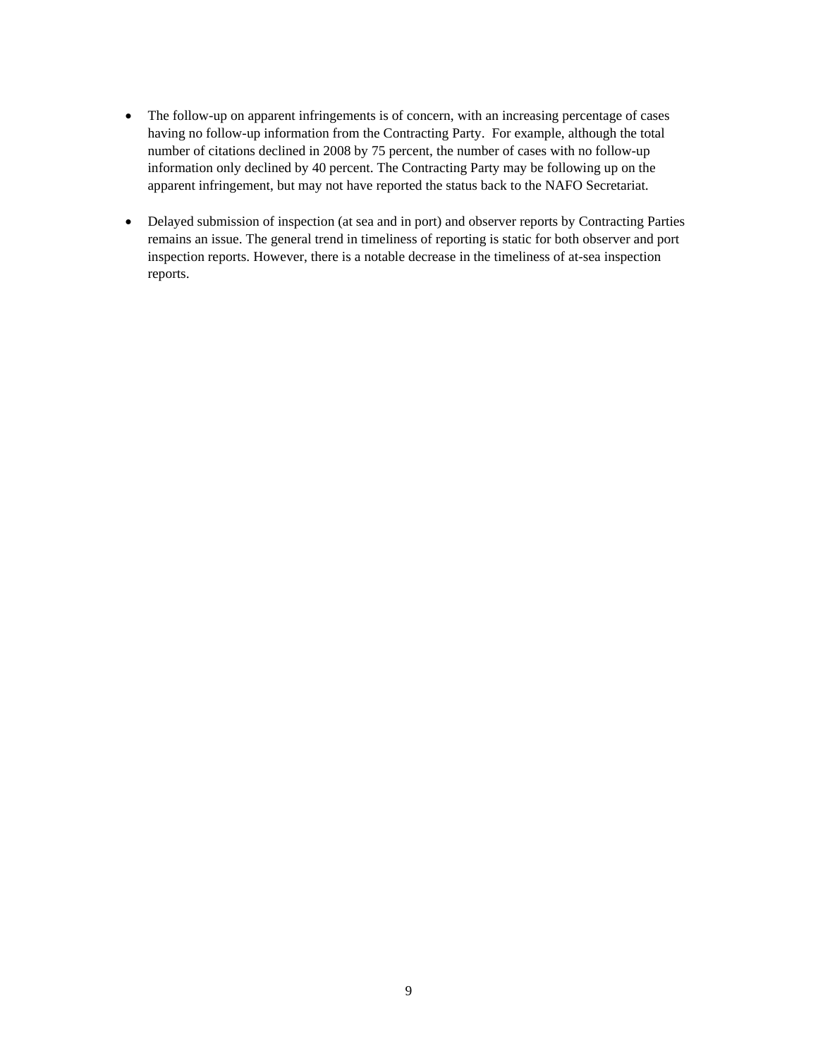- The follow-up on apparent infringements is of concern, with an increasing percentage of cases having no follow-up information from the Contracting Party. For example, although the total number of citations declined in 2008 by 75 percent, the number of cases with no follow-up information only declined by 40 percent. The Contracting Party may be following up on the apparent infringement, but may not have reported the status back to the NAFO Secretariat.

- Delayed submission of inspection (at sea and in port) and observer reports by Contracting Parties remains an issue. The general trend in timeliness of reporting is static for both observer and port inspection reports. However, there is a notable decrease in the timeliness of at-sea inspection reports.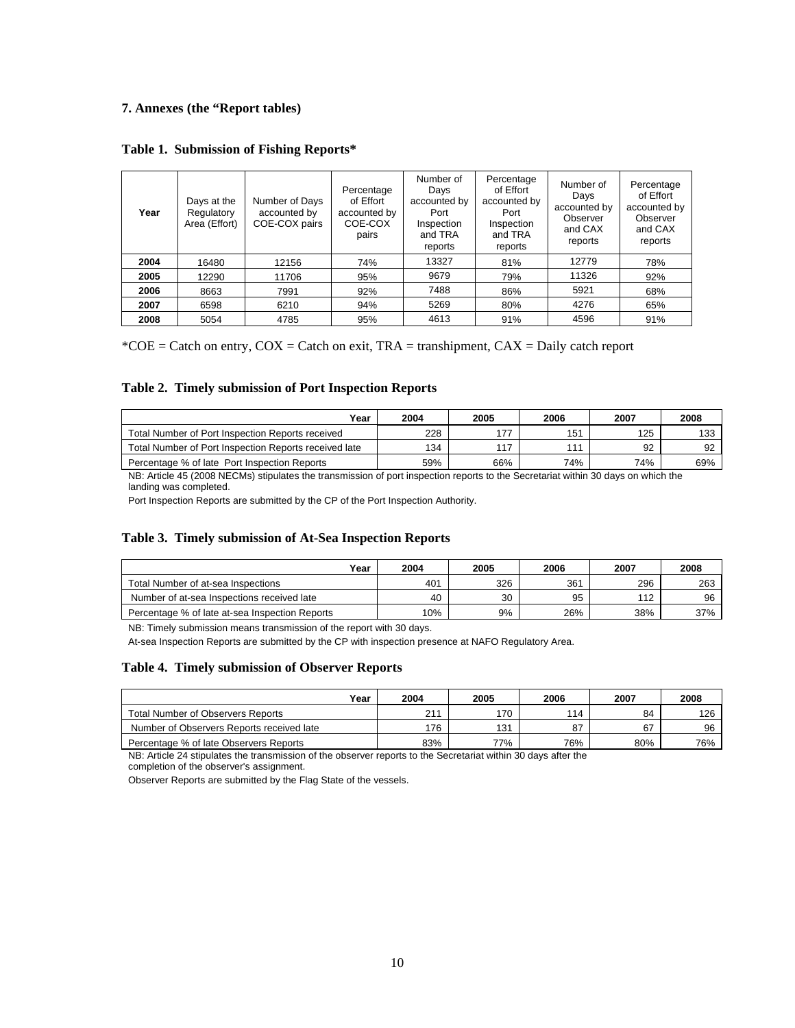### 7. Annexes (the "Report tables)

**Table 1. Submission of Fishing Reports***

| Year | Days at the Regulatory Area (Effort) | Number of Days accounted by COE-COX pairs | Percentage of Effort accounted by COE-COX pairs | Number of Days accounted by Port Inspection and TRA reports | Percentage of Effort accounted by Port Inspection and TRA reports | Number of Days accounted by Observer and CAX reports | Percentage of Effort accounted by Observer and CAX reports |
|---|---|---|---|---|---|---|---|
| **2004** | 16480 | 12156 | 74% | 13327 | 81% | 12779 | 78% |
| **2005** | 12290 | 11706 | 95% | 9679 | 79% | 11326 | 92% |
| **2006** | 8663 | 7991 | 92% | 7488 | 86% | 5921 | 68% |
| **2007** | 6598 | 6210 | 94% | 5269 | 80% | 4276 | 65% |
| **2008** | 5054 | 4785 | 95% | 4613 | 91% | 4596 | 91% |

*COE = Catch on entry, COX = Catch on exit, TRA = transhipment, CAX = Daily catch report

**Table 2. Timely submission of Port Inspection Reports**

| Year | 2004 | 2005 | 2006 | 2007 | 2008 |
|---|---|---|---|---|---|
| Total Number of Port Inspection Reports received | 228 | 177 | 151 | 125 | 133 |
| Total Number of Port Inspection Reports received late | 134 | 117 | 111 | 92 | 92 |
| Percentage % of late Port Inspection Reports | 59% | 66% | 74% | 74% | 69% |

NB: Article 45 (2008 NECMs) stipulates the transmission of port inspection reports to the Secretariat within 30 days on which the landing was completed.

Port Inspection Reports are submitted by the CP of the Port Inspection Authority.

**Table 3. Timely submission of At-Sea Inspection Reports**

| Year | 2004 | 2005 | 2006 | 2007 | 2008 |
|---|---|---|---|---|---|
| Total Number of at-sea Inspections | 401 | 326 | 361 | 296 | 263 |
| Number of at-sea Inspections received late | 40 | 30 | 95 | 112 | 96 |
| Percentage % of late at-sea Inspection Reports | 10% | 9% | 26% | 38% | 37% |

NB: Timely submission means transmission of the report with 30 days.

At-sea Inspection Reports are submitted by the CP with inspection presence at NAFO Regulatory Area.

**Table 4. Timely submission of Observer Reports**

| Year | 2004 | 2005 | 2006 | 2007 | 2008 |
|---|---|---|---|---|---|
| Total Number of Observers Reports | 211 | 170 | 114 | 84 | 126 |
| Number of Observers Reports received late | 176 | 131 | 87 | 67 | 96 |
| Percentage % of late Observers Reports | 83% | 77% | 76% | 80% | 76% |

NB: Article 24 stipulates the transmission of the observer reports to the Secretariat within 30 days after the completion of the observer's assignment.

Observer Reports are submitted by the Flag State of the vessels.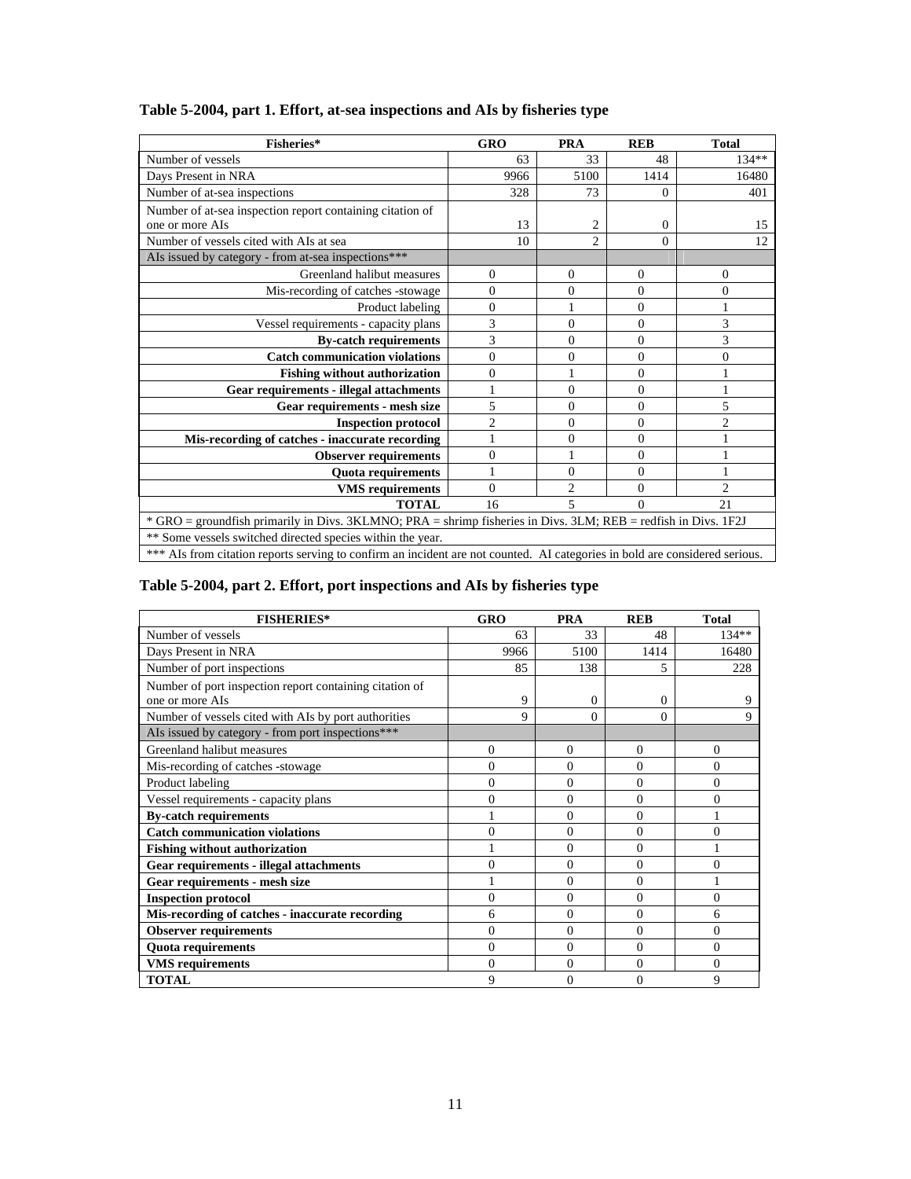**Table 5-2004, part 1. Effort, at-sea inspections and AIs by fisheries type**

| Fisheries* | GRO | PRA | REB | Total |
|---|---|---|---|---|
| Number of vessels | 63 | 33 | 48 | 134** |
| Days Present in NRA | 9966 | 5100 | 1414 | 16480 |
| Number of at-sea inspections | 328 | 73 | 0 | 401 |
| Number of at-sea inspection report containing citation of one or more AIs | 13 | 2 | 0 | 15 |
| Number of vessels cited with AIs at sea | 10 | 2 | 0 | 12 |
| AIs issued by category - from at-sea inspections*** | | | | |
| Greenland halibut measures | 0 | 0 | 0 | 0 |
| Mis-recording of catches -stowage | 0 | 0 | 0 | 0 |
| Product labeling | 0 | 1 | 0 | 1 |
| Vessel requirements - capacity plans | 3 | 0 | 0 | 3 |
| **By-catch requirements** | 3 | 0 | 0 | 3 |
| **Catch communication violations** | 0 | 0 | 0 | 0 |
| **Fishing without authorization** | 0 | 1 | 0 | 1 |
| **Gear requirements - illegal attachments** | 1 | 0 | 0 | 1 |
| **Gear requirements - mesh size** | 5 | 0 | 0 | 5 |
| **Inspection protocol** | 2 | 0 | 0 | 2 |
| **Mis-recording of catches - inaccurate recording** | 1 | 0 | 0 | 1 |
| **Observer requirements** | 0 | 1 | 0 | 1 |
| **Quota requirements** | 1 | 0 | 0 | 1 |
| **VMS requirements** | 0 | 2 | 0 | 2 |
| **TOTAL** | 16 | 5 | 0 | 21 |

\* GRO = groundfish primarily in Divs. 3KLMNO; PRA = shrimp fisheries in Divs. 3LM; REB = redfish in Divs. 1F2J

** Some vessels switched directed species within the year.

*** AIs from citation reports serving to confirm an incident are not counted. AI categories in bold are considered serious.

**Table 5-2004, part 2. Effort, port inspections and AIs by fisheries type**

| FISHERIES* | GRO | PRA | REB | Total |
|---|---|---|---|---|
| Number of vessels | 63 | 33 | 48 | 134** |
| Days Present in NRA | 9966 | 5100 | 1414 | 16480 |
| Number of port inspections | 85 | 138 | 5 | 228 |
| Number of port inspection report containing citation of one or more AIs | 9 | 0 | 0 | 9 |
| Number of vessels cited with AIs by port authorities | 9 | 0 | 0 | 9 |
| AIs issued by category - from port inspections*** | | | | |
| Greenland halibut measures | 0 | 0 | 0 | 0 |
| Mis-recording of catches -stowage | 0 | 0 | 0 | 0 |
| Product labeling | 0 | 0 | 0 | 0 |
| Vessel requirements - capacity plans | 0 | 0 | 0 | 0 |
| **By-catch requirements** | 1 | 0 | 0 | 1 |
| **Catch communication violations** | 0 | 0 | 0 | 0 |
| **Fishing without authorization** | 1 | 0 | 0 | 1 |
| **Gear requirements - illegal attachments** | 0 | 0 | 0 | 0 |
| **Gear requirements - mesh size** | 1 | 0 | 0 | 1 |
| **Inspection protocol** | 0 | 0 | 0 | 0 |
| **Mis-recording of catches - inaccurate recording** | 6 | 0 | 0 | 6 |
| **Observer requirements** | 0 | 0 | 0 | 0 |
| **Quota requirements** | 0 | 0 | 0 | 0 |
| **VMS requirements** | 0 | 0 | 0 | 0 |
| **TOTAL** | 9 | 0 | 0 | 9 |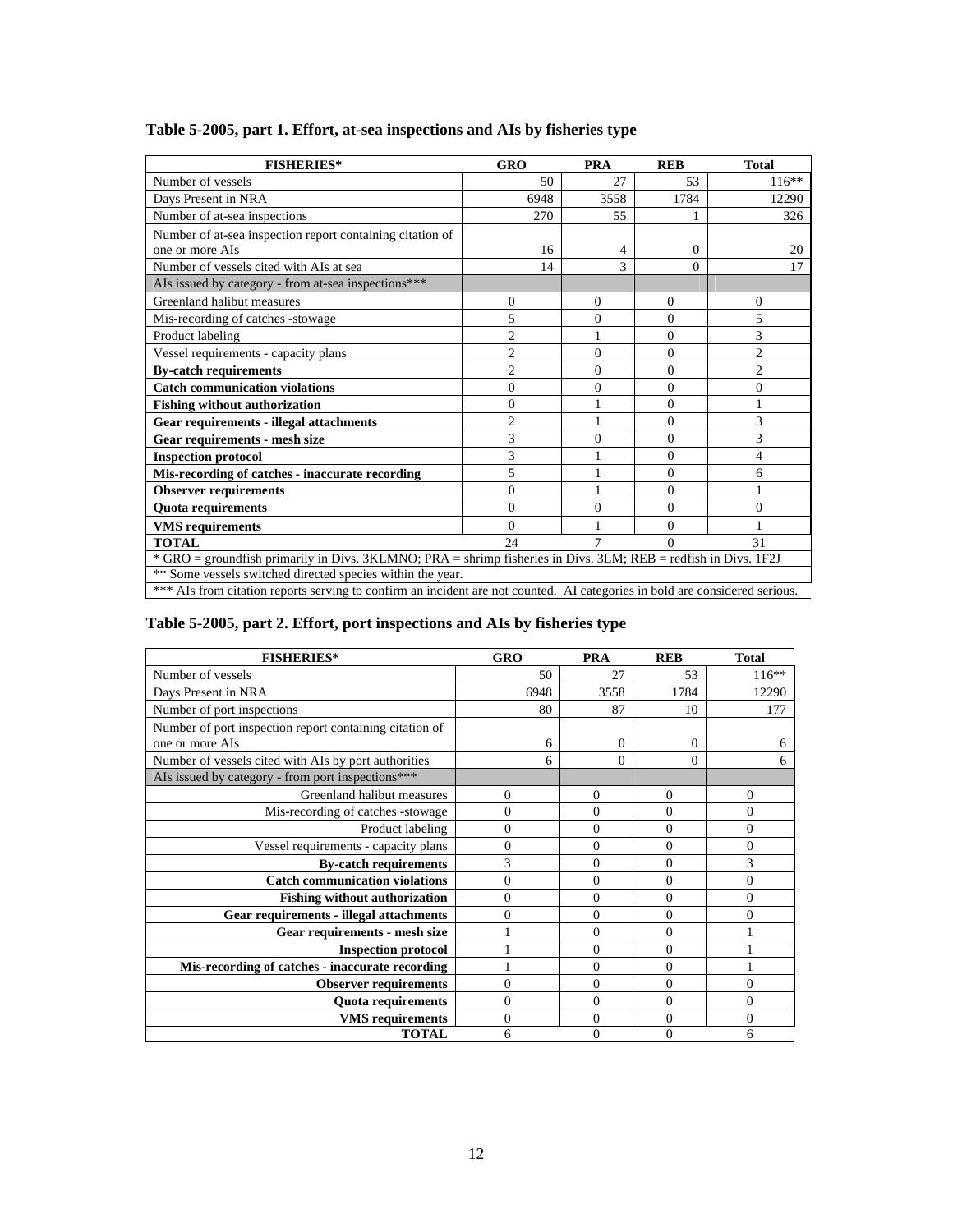### Table 5-2005, part 1. Effort, at-sea inspections and AIs by fisheries type

| FISHERIES* | GRO | PRA | REB | Total |
|---|---|---|---|---|
| Number of vessels | 50 | 27 | 53 | 116** |
| Days Present in NRA | 6948 | 3558 | 1784 | 12290 |
| Number of at-sea inspections | 270 | 55 | 1 | 326 |
| Number of at-sea inspection report containing citation of one or more AIs | 16 | 4 | 0 | 20 |
| Number of vessels cited with AIs at sea | 14 | 3 | 0 | 17 |
| AIs issued by category - from at-sea inspections*** | | | | |
| Greenland halibut measures | 0 | 0 | 0 | 0 |
| Mis-recording of catches -stowage | 5 | 0 | 0 | 5 |
| Product labeling | 2 | 1 | 0 | 3 |
| Vessel requirements - capacity plans | 2 | 0 | 0 | 2 |
| **By-catch requirements** | 2 | 0 | 0 | 2 |
| **Catch communication violations** | 0 | 0 | 0 | 0 |
| **Fishing without authorization** | 0 | 1 | 0 | 1 |
| **Gear requirements - illegal attachments** | 2 | 1 | 0 | 3 |
| **Gear requirements - mesh size** | 3 | 0 | 0 | 3 |
| **Inspection protocol** | 3 | 1 | 0 | 4 |
| **Mis-recording of catches - inaccurate recording** | 5 | 1 | 0 | 6 |
| **Observer requirements** | 0 | 1 | 0 | 1 |
| **Quota requirements** | 0 | 0 | 0 | 0 |
| **VMS requirements** | 0 | 1 | 0 | 1 |
| **TOTAL** | 24 | 7 | 0 | 31 |

\* GRO = groundfish primarily in Divs. 3KLMNO; PRA = shrimp fisheries in Divs. 3LM; REB = redfish in Divs. 1F2J

** Some vessels switched directed species within the year.

*** AIs from citation reports serving to confirm an incident are not counted. AI categories in bold are considered serious.

### Table 5-2005, part 2. Effort, port inspections and AIs by fisheries type

| FISHERIES* | GRO | PRA | REB | Total |
|---|---|---|---|---|
| Number of vessels | 50 | 27 | 53 | 116** |
| Days Present in NRA | 6948 | 3558 | 1784 | 12290 |
| Number of port inspections | 80 | 87 | 10 | 177 |
| Number of port inspection report containing citation of one or more AIs | 6 | 0 | 0 | 6 |
| Number of vessels cited with AIs by port authorities | 6 | 0 | 0 | 6 |
| AIs issued by category - from port inspections*** | | | | |
| Greenland halibut measures | 0 | 0 | 0 | 0 |
| Mis-recording of catches -stowage | 0 | 0 | 0 | 0 |
| Product labeling | 0 | 0 | 0 | 0 |
| Vessel requirements - capacity plans | 0 | 0 | 0 | 0 |
| **By-catch requirements** | 3 | 0 | 0 | 3 |
| **Catch communication violations** | 0 | 0 | 0 | 0 |
| **Fishing without authorization** | 0 | 0 | 0 | 0 |
| **Gear requirements - illegal attachments** | 0 | 0 | 0 | 0 |
| **Gear requirements - mesh size** | 1 | 0 | 0 | 1 |
| **Inspection protocol** | 1 | 0 | 0 | 1 |
| **Mis-recording of catches - inaccurate recording** | 1 | 0 | 0 | 1 |
| **Observer requirements** | 0 | 0 | 0 | 0 |
| **Quota requirements** | 0 | 0 | 0 | 0 |
| **VMS requirements** | 0 | 0 | 0 | 0 |
| **TOTAL** | 6 | 0 | 0 | 6 |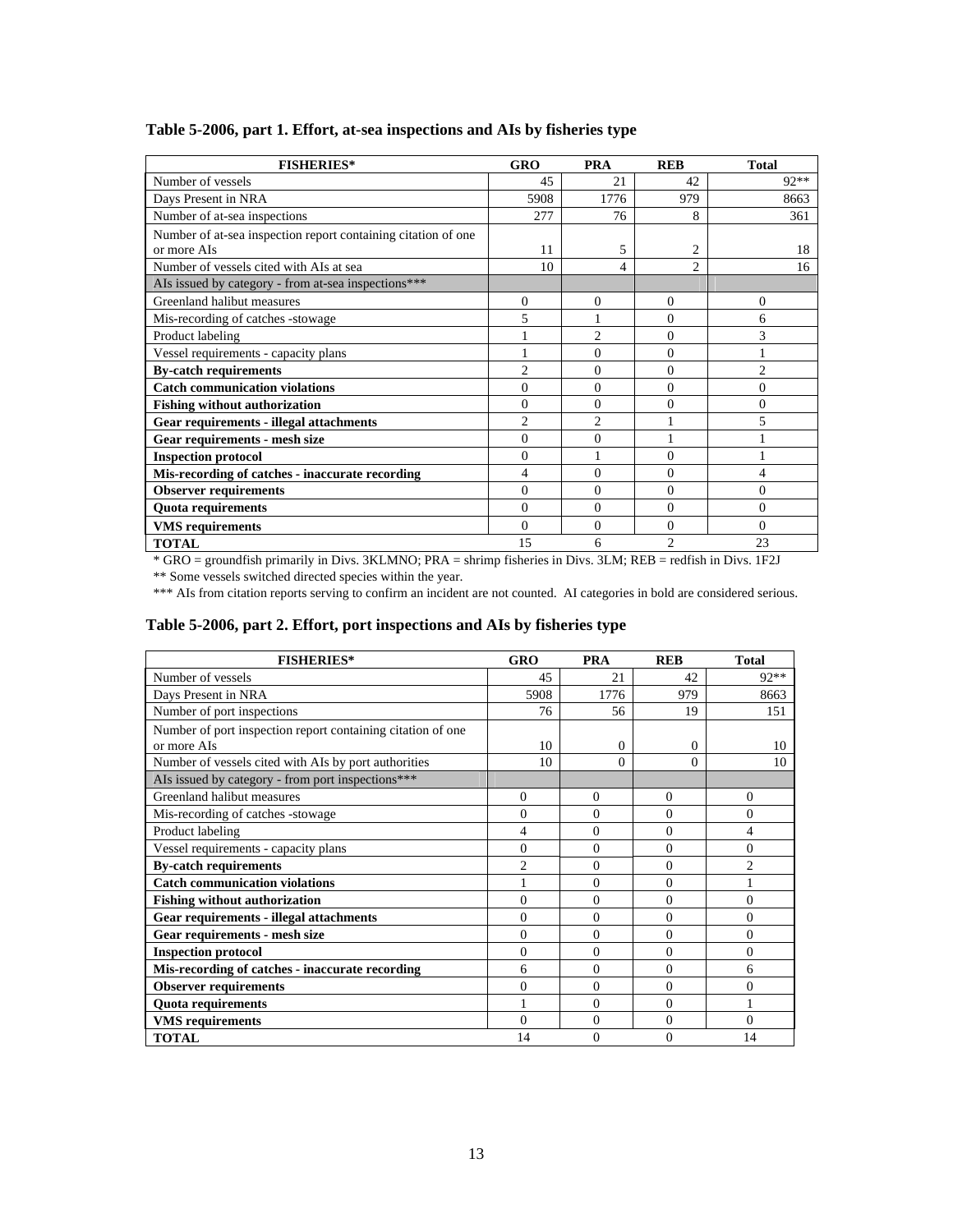**Table 5-2006, part 1. Effort, at-sea inspections and AIs by fisheries type**

| FISHERIES* | GRO | PRA | REB | Total |
|---|---|---|---|---|
| Number of vessels | 45 | 21 | 42 | 92** |
| Days Present in NRA | 5908 | 1776 | 979 | 8663 |
| Number of at-sea inspections | 277 | 76 | 8 | 361 |
| Number of at-sea inspection report containing citation of one or more AIs | 11 | 5 | 2 | 18 |
| Number of vessels cited with AIs at sea | 10 | 4 | 2 | 16 |
| AIs issued by category - from at-sea inspections*** | | | | |
| Greenland halibut measures | 0 | 0 | 0 | 0 |
| Mis-recording of catches -stowage | 5 | 1 | 0 | 6 |
| Product labeling | 1 | 2 | 0 | 3 |
| Vessel requirements - capacity plans | 1 | 0 | 0 | 1 |
| **By-catch requirements** | 2 | 0 | 0 | 2 |
| **Catch communication violations** | 0 | 0 | 0 | 0 |
| **Fishing without authorization** | 0 | 0 | 0 | 0 |
| **Gear requirements - illegal attachments** | 2 | 2 | 1 | 5 |
| **Gear requirements - mesh size** | 0 | 0 | 1 | 1 |
| **Inspection protocol** | 0 | 1 | 0 | 1 |
| **Mis-recording of catches - inaccurate recording** | 4 | 0 | 0 | 4 |
| **Observer requirements** | 0 | 0 | 0 | 0 |
| **Quota requirements** | 0 | 0 | 0 | 0 |
| **VMS requirements** | 0 | 0 | 0 | 0 |
| **TOTAL** | 15 | 6 | 2 | 23 |

* GRO = groundfish primarily in Divs. 3KLMNO; PRA = shrimp fisheries in Divs. 3LM; REB = redfish in Divs. 1F2J

** Some vessels switched directed species within the year.

*** AIs from citation reports serving to confirm an incident are not counted. AI categories in bold are considered serious.

**Table 5-2006, part 2. Effort, port inspections and AIs by fisheries type**

| FISHERIES* | GRO | PRA | REB | Total |
|---|---|---|---|---|
| Number of vessels | 45 | 21 | 42 | 92** |
| Days Present in NRA | 5908 | 1776 | 979 | 8663 |
| Number of port inspections | 76 | 56 | 19 | 151 |
| Number of port inspection report containing citation of one or more AIs | 10 | 0 | 0 | 10 |
| Number of vessels cited with AIs by port authorities | 10 | 0 | 0 | 10 |
| AIs issued by category - from port inspections*** | | | | |
| Greenland halibut measures | 0 | 0 | 0 | 0 |
| Mis-recording of catches -stowage | 0 | 0 | 0 | 0 |
| Product labeling | 4 | 0 | 0 | 4 |
| Vessel requirements - capacity plans | 0 | 0 | 0 | 0 |
| **By-catch requirements** | 2 | 0 | 0 | 2 |
| **Catch communication violations** | 1 | 0 | 0 | 1 |
| **Fishing without authorization** | 0 | 0 | 0 | 0 |
| **Gear requirements - illegal attachments** | 0 | 0 | 0 | 0 |
| **Gear requirements - mesh size** | 0 | 0 | 0 | 0 |
| **Inspection protocol** | 0 | 0 | 0 | 0 |
| **Mis-recording of catches - inaccurate recording** | 6 | 0 | 0 | 6 |
| **Observer requirements** | 0 | 0 | 0 | 0 |
| **Quota requirements** | 1 | 0 | 0 | 1 |
| **VMS requirements** | 0 | 0 | 0 | 0 |
| **TOTAL** | 14 | 0 | 0 | 14 |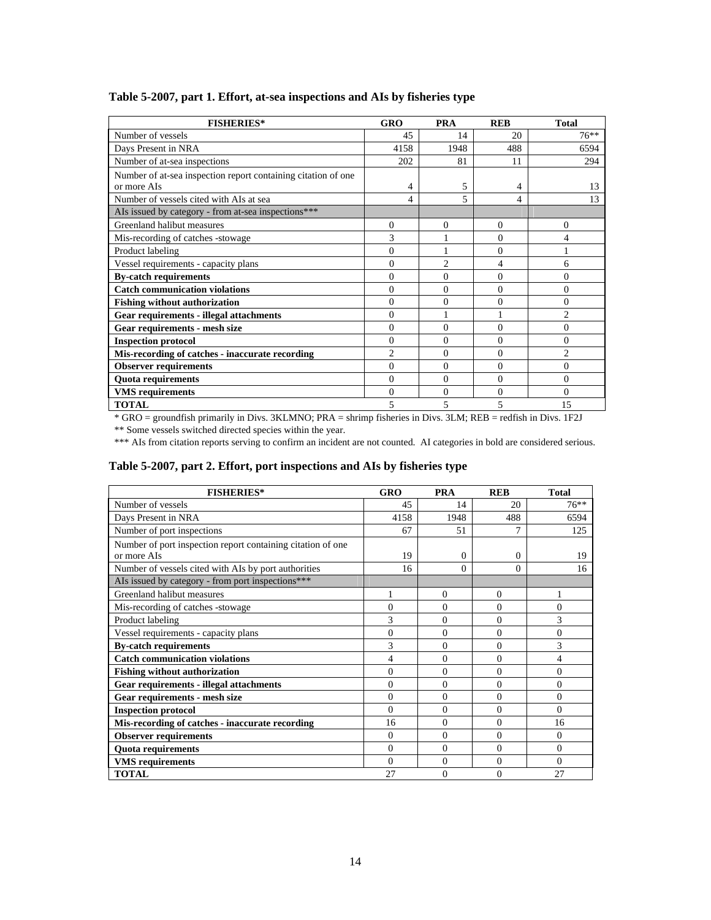**Table 5-2007, part 1. Effort, at-sea inspections and AIs by fisheries type**

| FISHERIES* | GRO | PRA | REB | Total |
|---|---|---|---|---|
| Number of vessels | 45 | 14 | 20 | 76** |
| Days Present in NRA | 4158 | 1948 | 488 | 6594 |
| Number of at-sea inspections | 202 | 81 | 11 | 294 |
| Number of at-sea inspection report containing citation of one or more AIs | 4 | 5 | 4 | 13 |
| Number of vessels cited with AIs at sea | 4 | 5 | 4 | 13 |
| AIs issued by category - from at-sea inspections*** | | | | |
| Greenland halibut measures | 0 | 0 | 0 | 0 |
| Mis-recording of catches -stowage | 3 | 1 | 0 | 4 |
| Product labeling | 0 | 1 | 0 | 1 |
| Vessel requirements - capacity plans | 0 | 2 | 4 | 6 |
| **By-catch requirements** | 0 | 0 | 0 | 0 |
| **Catch communication violations** | 0 | 0 | 0 | 0 |
| **Fishing without authorization** | 0 | 0 | 0 | 0 |
| **Gear requirements - illegal attachments** | 0 | 1 | 1 | 2 |
| **Gear requirements - mesh size** | 0 | 0 | 0 | 0 |
| **Inspection protocol** | 0 | 0 | 0 | 0 |
| **Mis-recording of catches - inaccurate recording** | 2 | 0 | 0 | 2 |
| **Observer requirements** | 0 | 0 | 0 | 0 |
| **Quota requirements** | 0 | 0 | 0 | 0 |
| **VMS requirements** | 0 | 0 | 0 | 0 |
| **TOTAL** | 5 | 5 | 5 | 15 |

\* GRO = groundfish primarily in Divs. 3KLMNO; PRA = shrimp fisheries in Divs. 3LM; REB = redfish in Divs. 1F2J

** Some vessels switched directed species within the year.

*** AIs from citation reports serving to confirm an incident are not counted. AI categories in bold are considered serious.

**Table 5-2007, part 2. Effort, port inspections and AIs by fisheries type**

| FISHERIES* | GRO | PRA | REB | Total |
|---|---|---|---|---|
| Number of vessels | 45 | 14 | 20 | 76** |
| Days Present in NRA | 4158 | 1948 | 488 | 6594 |
| Number of port inspections | 67 | 51 | 7 | 125 |
| Number of port inspection report containing citation of one or more AIs | 19 | 0 | 0 | 19 |
| Number of vessels cited with AIs by port authorities | 16 | 0 | 0 | 16 |
| AIs issued by category - from port inspections*** | | | | |
| Greenland halibut measures | 1 | 0 | 0 | 1 |
| Mis-recording of catches -stowage | 0 | 0 | 0 | 0 |
| Product labeling | 3 | 0 | 0 | 3 |
| Vessel requirements - capacity plans | 0 | 0 | 0 | 0 |
| **By-catch requirements** | 3 | 0 | 0 | 3 |
| **Catch communication violations** | 4 | 0 | 0 | 4 |
| **Fishing without authorization** | 0 | 0 | 0 | 0 |
| **Gear requirements - illegal attachments** | 0 | 0 | 0 | 0 |
| **Gear requirements - mesh size** | 0 | 0 | 0 | 0 |
| **Inspection protocol** | 0 | 0 | 0 | 0 |
| **Mis-recording of catches - inaccurate recording** | 16 | 0 | 0 | 16 |
| **Observer requirements** | 0 | 0 | 0 | 0 |
| **Quota requirements** | 0 | 0 | 0 | 0 |
| **VMS requirements** | 0 | 0 | 0 | 0 |
| **TOTAL** | 27 | 0 | 0 | 27 |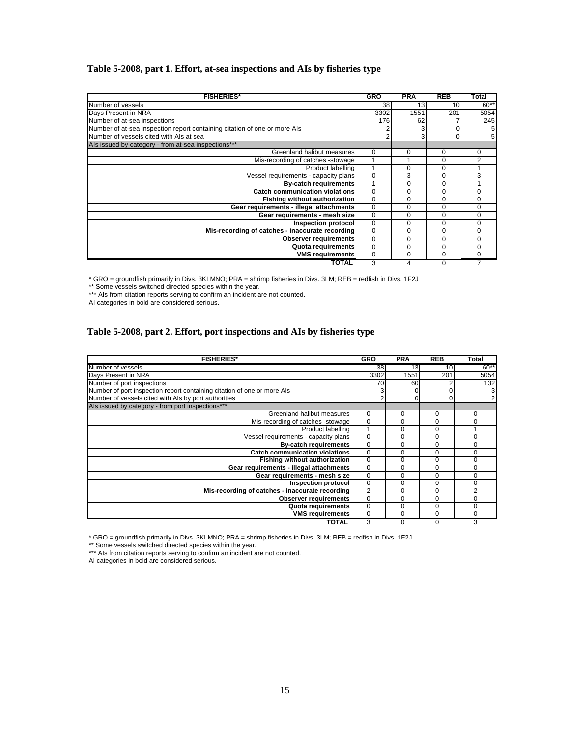### Table 5-2008, part 1. Effort, at-sea inspections and AIs by fisheries type

| FISHERIES* | GRO | PRA | REB | Total |
|---|---|---|---|---|
| Number of vessels | 38 | 13 | 10 | 60** |
| Days Present in NRA | 3302 | 1551 | 201 | 5054 |
| Number of at-sea inspections | 176 | 62 | 7 | 245 |
| Number of at-sea inspection report containing citation of one or more AIs | 2 | 3 | 0 | 5 |
| Number of vessels cited with AIs at sea | 2 | 3 | 0 | 5 |
| AIs issued by category - from at-sea inspections*** | | | | |
| Greenland halibut measures | 0 | 0 | 0 | 0 |
| Mis-recording of catches -stowage | 1 | 1 | 0 | 2 |
| Product labelling | 1 | 0 | 0 | 1 |
| Vessel requirements - capacity plans | 0 | 3 | 0 | 3 |
| **By-catch requirements** | 1 | 0 | 0 | 1 |
| **Catch communication violations** | 0 | 0 | 0 | 0 |
| **Fishing without authorization** | 0 | 0 | 0 | 0 |
| **Gear requirements - illegal attachments** | 0 | 0 | 0 | 0 |
| **Gear requirements - mesh size** | 0 | 0 | 0 | 0 |
| **Inspection protocol** | 0 | 0 | 0 | 0 |
| **Mis-recording of catches - inaccurate recording** | 0 | 0 | 0 | 0 |
| **Observer requirements** | 0 | 0 | 0 | 0 |
| **Quota requirements** | 0 | 0 | 0 | 0 |
| **VMS requirements** | 0 | 0 | 0 | 0 |
| **TOTAL** | 3 | 4 | 0 | 7 |

* GRO = groundfish primarily in Divs. 3KLMNO; PRA = shrimp fisheries in Divs. 3LM; REB = redfish in Divs. 1F2J
** Some vessels switched directed species within the year.
*** AIs from citation reports serving to confirm an incident are not counted.
AI categories in bold are considered serious.

### Table 5-2008, part 2. Effort, port inspections and AIs by fisheries type

| FISHERIES* | GRO | PRA | REB | Total |
|---|---|---|---|---|
| Number of vessels | 38 | 13 | 10 | 60** |
| Days Present in NRA | 3302 | 1551 | 201 | 5054 |
| Number of port inspections | 70 | 60 | 2 | 132 |
| Number of port inspection report containing citation of one or more AIs | 3 | 0 | 0 | 3 |
| Number of vessels cited with AIs by port authorities | 2 | 0 | 0 | 2 |
| AIs issued by category - from port inspections*** | | | | |
| Greenland halibut measures | 0 | 0 | 0 | 0 |
| Mis-recording of catches -stowage | 0 | 0 | 0 | 0 |
| Product labelling | 1 | 0 | 0 | 1 |
| Vessel requirements - capacity plans | 0 | 0 | 0 | 0 |
| **By-catch requirements** | 0 | 0 | 0 | 0 |
| **Catch communication violations** | 0 | 0 | 0 | 0 |
| **Fishing without authorization** | 0 | 0 | 0 | 0 |
| **Gear requirements - illegal attachments** | 0 | 0 | 0 | 0 |
| **Gear requirements - mesh size** | 0 | 0 | 0 | 0 |
| **Inspection protocol** | 0 | 0 | 0 | 0 |
| **Mis-recording of catches - inaccurate recording** | 2 | 0 | 0 | 2 |
| **Observer requirements** | 0 | 0 | 0 | 0 |
| **Quota requirements** | 0 | 0 | 0 | 0 |
| **VMS requirements** | 0 | 0 | 0 | 0 |
| **TOTAL** | 3 | 0 | 0 | 3 |

* GRO = groundfish primarily in Divs. 3KLMNO; PRA = shrimp fisheries in Divs. 3LM; REB = redfish in Divs. 1F2J
** Some vessels switched directed species within the year.
*** AIs from citation reports serving to confirm an incident are not counted.
AI categories in bold are considered serious.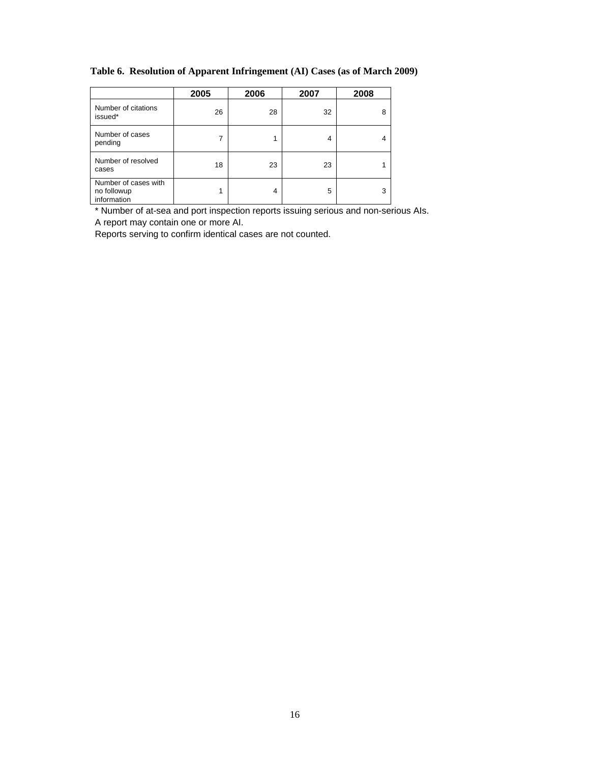**Table 6. Resolution of Apparent Infringement (AI) Cases (as of March 2009)**

| | 2005 | 2006 | 2007 | 2008 |
|---|---|---|---|---|
| Number of citations issued* | 26 | 28 | 32 | 8 |
| Number of cases pending | 7 | 1 | 4 | 4 |
| Number of resolved cases | 18 | 23 | 23 | 1 |
| Number of cases with no followup information | 1 | 4 | 5 | 3 |

\* Number of at-sea and port inspection reports issuing serious and non-serious AIs.
A report may contain one or more AI.
Reports serving to confirm identical cases are not counted.